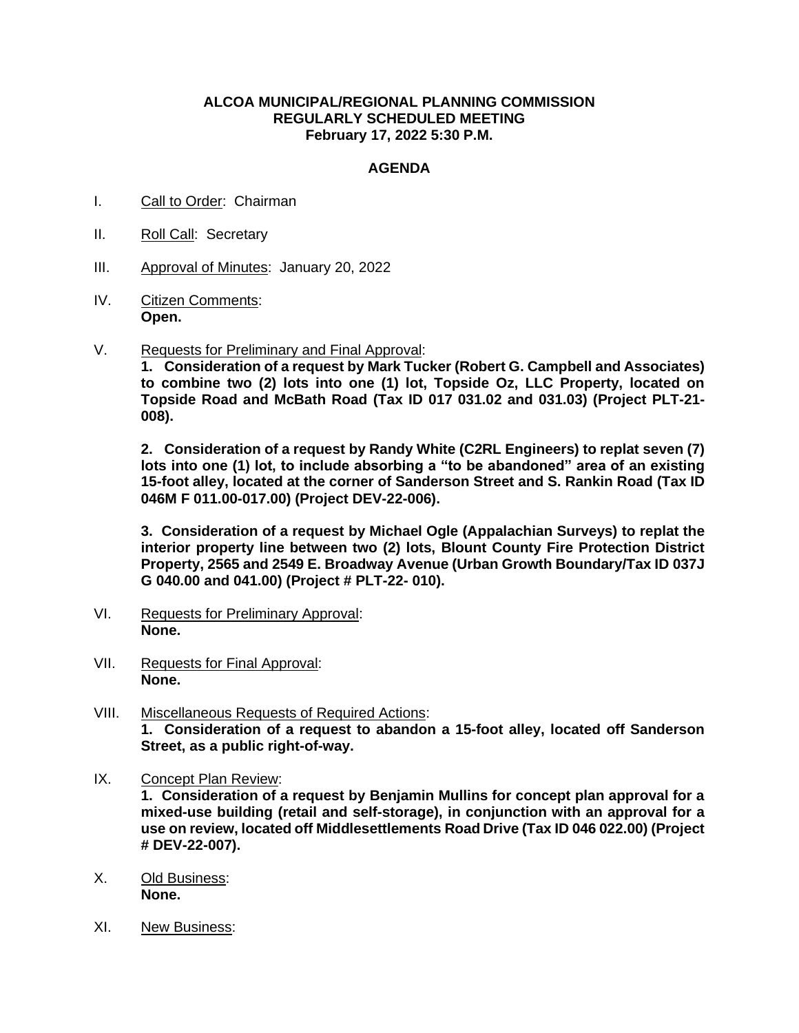**ALCOA MUNICIPAL/REGIONAL PLANNING COMMISSION**
**REGULARLY SCHEDULED MEETING**
**February 17, 2022 5:30 P.M.**

**AGENDA**

I. Call to Order: Chairman

II. Roll Call: Secretary

III. Approval of Minutes: January 20, 2022

IV. Citizen Comments:
**Open.**

V. Requests for Preliminary and Final Approval:

**1. Consideration of a request by Mark Tucker (Robert G. Campbell and Associates) to combine two (2) lots into one (1) lot, Topside Oz, LLC Property, located on Topside Road and McBath Road (Tax ID 017 031.02 and 031.03) (Project PLT-21-008).**

**2. Consideration of a request by Randy White (C2RL Engineers) to replat seven (7) lots into one (1) lot, to include absorbing a "to be abandoned" area of an existing 15-foot alley, located at the corner of Sanderson Street and S. Rankin Road (Tax ID 046M F 011.00-017.00) (Project DEV-22-006).**

**3. Consideration of a request by Michael Ogle (Appalachian Surveys) to replat the interior property line between two (2) lots, Blount County Fire Protection District Property, 2565 and 2549 E. Broadway Avenue (Urban Growth Boundary/Tax ID 037J G 040.00 and 041.00) (Project # PLT-22- 010).**

VI. Requests for Preliminary Approval:
**None.**

VII. Requests for Final Approval:
**None.**

VIII. Miscellaneous Requests of Required Actions:

**1. Consideration of a request to abandon a 15-foot alley, located off Sanderson Street, as a public right-of-way.**

IX. Concept Plan Review:

**1. Consideration of a request by Benjamin Mullins for concept plan approval for a mixed-use building (retail and self-storage), in conjunction with an approval for a use on review, located off Middlesettlements Road Drive (Tax ID 046 022.00) (Project # DEV-22-007).**

X. Old Business:
**None.**

XI. New Business: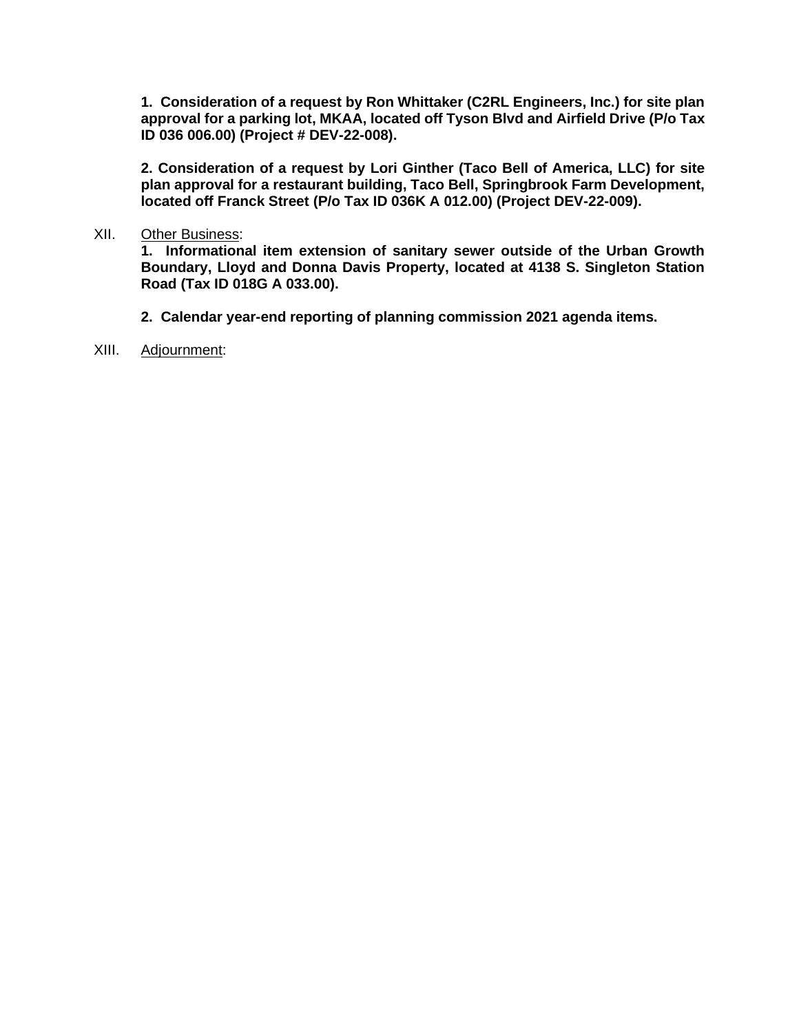**1. Consideration of a request by Ron Whittaker (C2RL Engineers, Inc.) for site plan approval for a parking lot, MKAA, located off Tyson Blvd and Airfield Drive (P/o Tax ID 036 006.00) (Project # DEV-22-008).**

**2. Consideration of a request by Lori Ginther (Taco Bell of America, LLC) for site plan approval for a restaurant building, Taco Bell, Springbrook Farm Development, located off Franck Street (P/o Tax ID 036K A 012.00) (Project DEV-22-009).**

XII. Other Business:

**1. Informational item extension of sanitary sewer outside of the Urban Growth Boundary, Lloyd and Donna Davis Property, located at 4138 S. Singleton Station Road (Tax ID 018G A 033.00).**

**2. Calendar year-end reporting of planning commission 2021 agenda items.**

XIII. Adjournment: